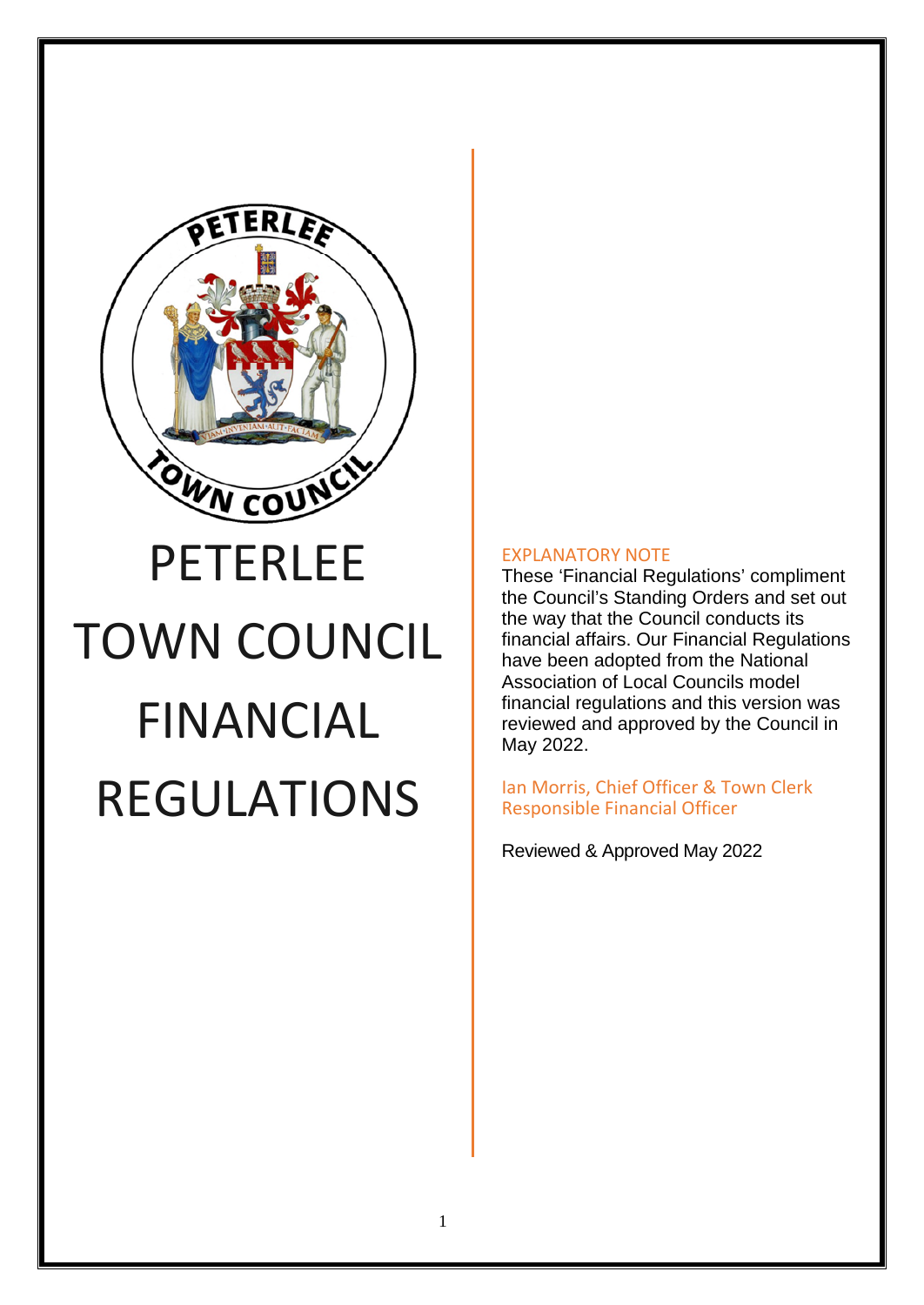# PETERLEE TOWN COUNCIL FINANCIAL REGULATIONS

EXPLANATORY NOTE

These 'Financial Regulations' compliment the Council's Standing Orders and set out the way that the Council conducts its financial affairs. Our Financial Regulations have been adopted from the National Association of Local Councils model financial regulations and this version was reviewed and approved by the Council in May 2022.

Ian Morris, Chief Officer & Town Clerk
Responsible Financial Officer

Reviewed & Approved May 2022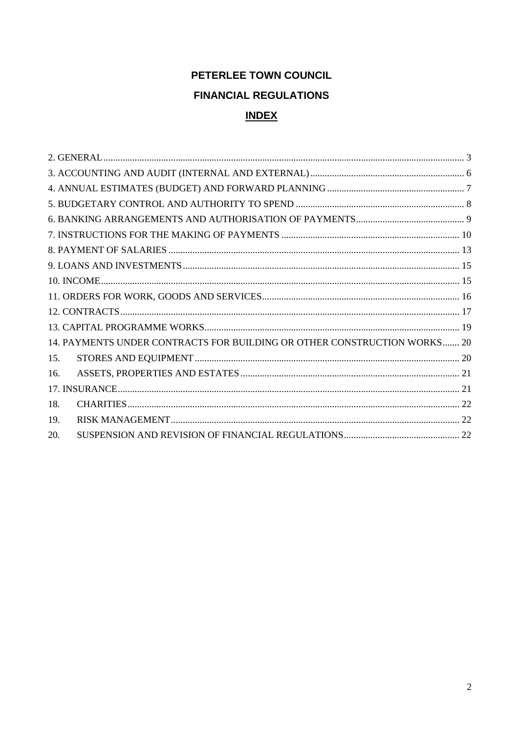# PETERLEE TOWN COUNCIL

# FINANCIAL REGULATIONS

## INDEX

2. GENERAL ........................................................................................................ 3
3. ACCOUNTING AND AUDIT (INTERNAL AND EXTERNAL) ........................................ 6
4. ANNUAL ESTIMATES (BUDGET) AND FORWARD PLANNING ................................. 7
5. BUDGETARY CONTROL AND AUTHORITY TO SPEND ............................................ 8
6. BANKING ARRANGEMENTS AND AUTHORISATION OF PAYMENTS ........................ 9
7. INSTRUCTIONS FOR THE MAKING OF PAYMENTS .................................................. 10
8. PAYMENT OF SALARIES ....................................................................................... 13
9. LOANS AND INVESTMENTS .................................................................................. 15
10. INCOME ............................................................................................................. 15
11. ORDERS FOR WORK, GOODS AND SERVICES ...................................................... 16
12. CONTRACTS ....................................................................................................... 17
13. CAPITAL PROGRAMME WORKS ........................................................................... 19
14. PAYMENTS UNDER CONTRACTS FOR BUILDING OR OTHER CONSTRUCTION WORKS ....... 20
15. STORES AND EQUIPMENT ................................................................................... 20
16. ASSETS, PROPERTIES AND ESTATES ................................................................... 21
17. INSURANCE ........................................................................................................ 21
18. CHARITIES .......................................................................................................... 22
19. RISK MANAGEMENT ........................................................................................... 22
20. SUSPENSION AND REVISION OF FINANCIAL REGULATIONS ................................. 22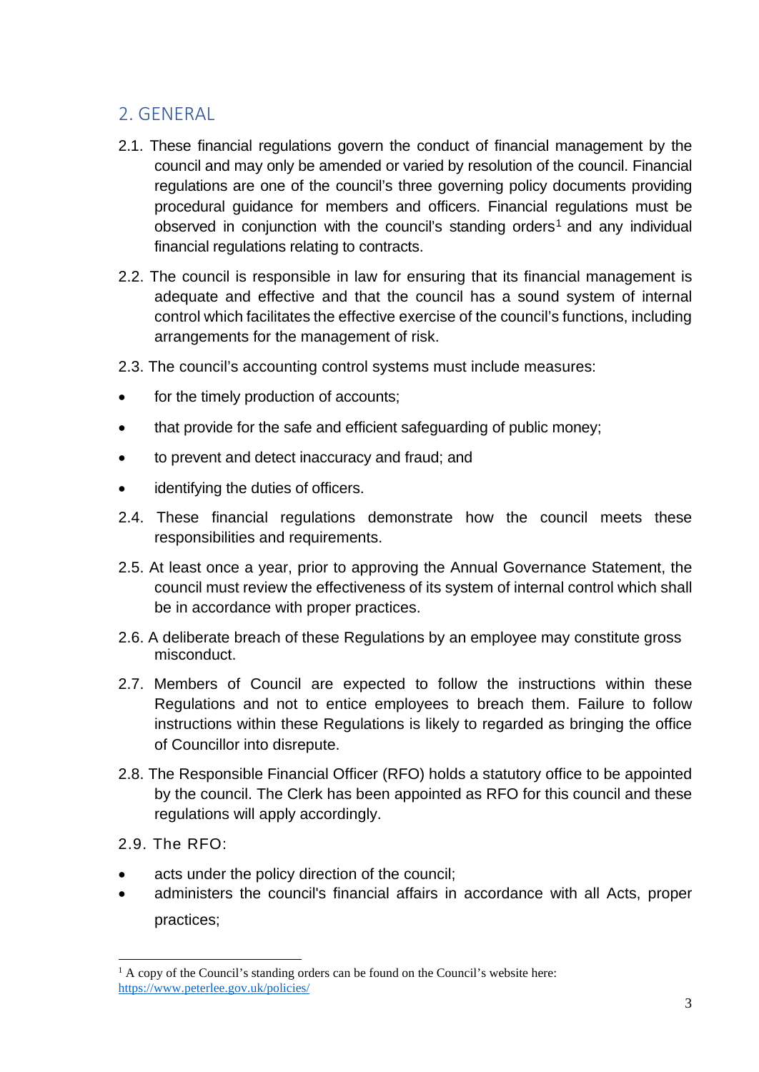## 2. GENERAL

2.1. These financial regulations govern the conduct of financial management by the council and may only be amended or varied by resolution of the council. Financial regulations are one of the council's three governing policy documents providing procedural guidance for members and officers. Financial regulations must be observed in conjunction with the council's standing orders[1] and any individual financial regulations relating to contracts.

2.2. The council is responsible in law for ensuring that its financial management is adequate and effective and that the council has a sound system of internal control which facilitates the effective exercise of the council's functions, including arrangements for the management of risk.

2.3. The council's accounting control systems must include measures:

- for the timely production of accounts;
- that provide for the safe and efficient safeguarding of public money;
- to prevent and detect inaccuracy and fraud; and
- identifying the duties of officers.

2.4. These financial regulations demonstrate how the council meets these responsibilities and requirements.

2.5. At least once a year, prior to approving the Annual Governance Statement, the council must review the effectiveness of its system of internal control which shall be in accordance with proper practices.

2.6. A deliberate breach of these Regulations by an employee may constitute gross misconduct.

2.7. Members of Council are expected to follow the instructions within these Regulations and not to entice employees to breach them. Failure to follow instructions within these Regulations is likely to regarded as bringing the office of Councillor into disrepute.

2.8. The Responsible Financial Officer (RFO) holds a statutory office to be appointed by the council. The Clerk has been appointed as RFO for this council and these regulations will apply accordingly.

2.9. The RFO:

- acts under the policy direction of the council;
- administers the council's financial affairs in accordance with all Acts, proper practices;

[1] A copy of the Council's standing orders can be found on the Council's website here: https://www.peterlee.gov.uk/policies/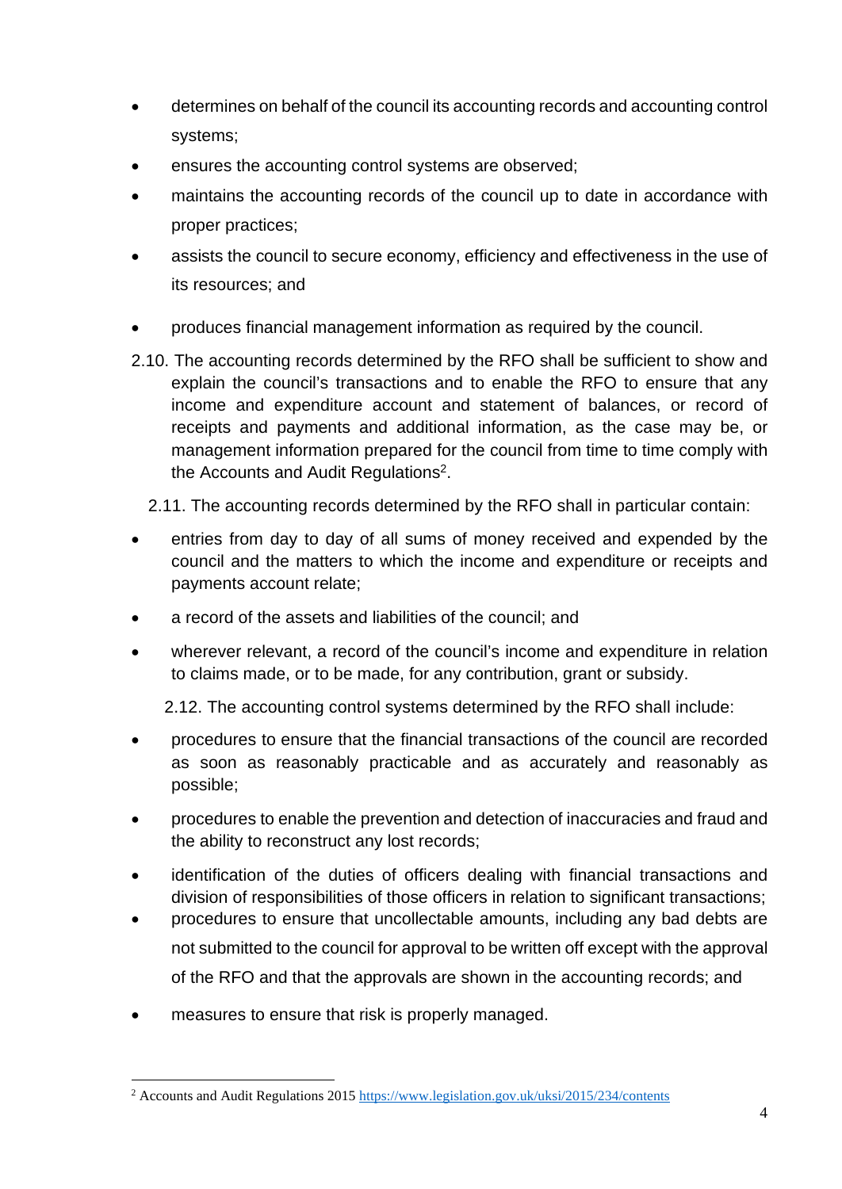- determines on behalf of the council its accounting records and accounting control systems;
- ensures the accounting control systems are observed;
- maintains the accounting records of the council up to date in accordance with proper practices;
- assists the council to secure economy, efficiency and effectiveness in the use of its resources; and
- produces financial management information as required by the council.

2.10. The accounting records determined by the RFO shall be sufficient to show and explain the council's transactions and to enable the RFO to ensure that any income and expenditure account and statement of balances, or record of receipts and payments and additional information, as the case may be, or management information prepared for the council from time to time comply with the Accounts and Audit Regulations[2].

2.11. The accounting records determined by the RFO shall in particular contain:

- entries from day to day of all sums of money received and expended by the council and the matters to which the income and expenditure or receipts and payments account relate;
- a record of the assets and liabilities of the council; and
- wherever relevant, a record of the council's income and expenditure in relation to claims made, or to be made, for any contribution, grant or subsidy.

2.12. The accounting control systems determined by the RFO shall include:

- procedures to ensure that the financial transactions of the council are recorded as soon as reasonably practicable and as accurately and reasonably as possible;
- procedures to enable the prevention and detection of inaccuracies and fraud and the ability to reconstruct any lost records;
- identification of the duties of officers dealing with financial transactions and division of responsibilities of those officers in relation to significant transactions;
- procedures to ensure that uncollectable amounts, including any bad debts are not submitted to the council for approval to be written off except with the approval of the RFO and that the approvals are shown in the accounting records; and
- measures to ensure that risk is properly managed.

---

[2] Accounts and Audit Regulations 2015 https://www.legislation.gov.uk/uksi/2015/234/contents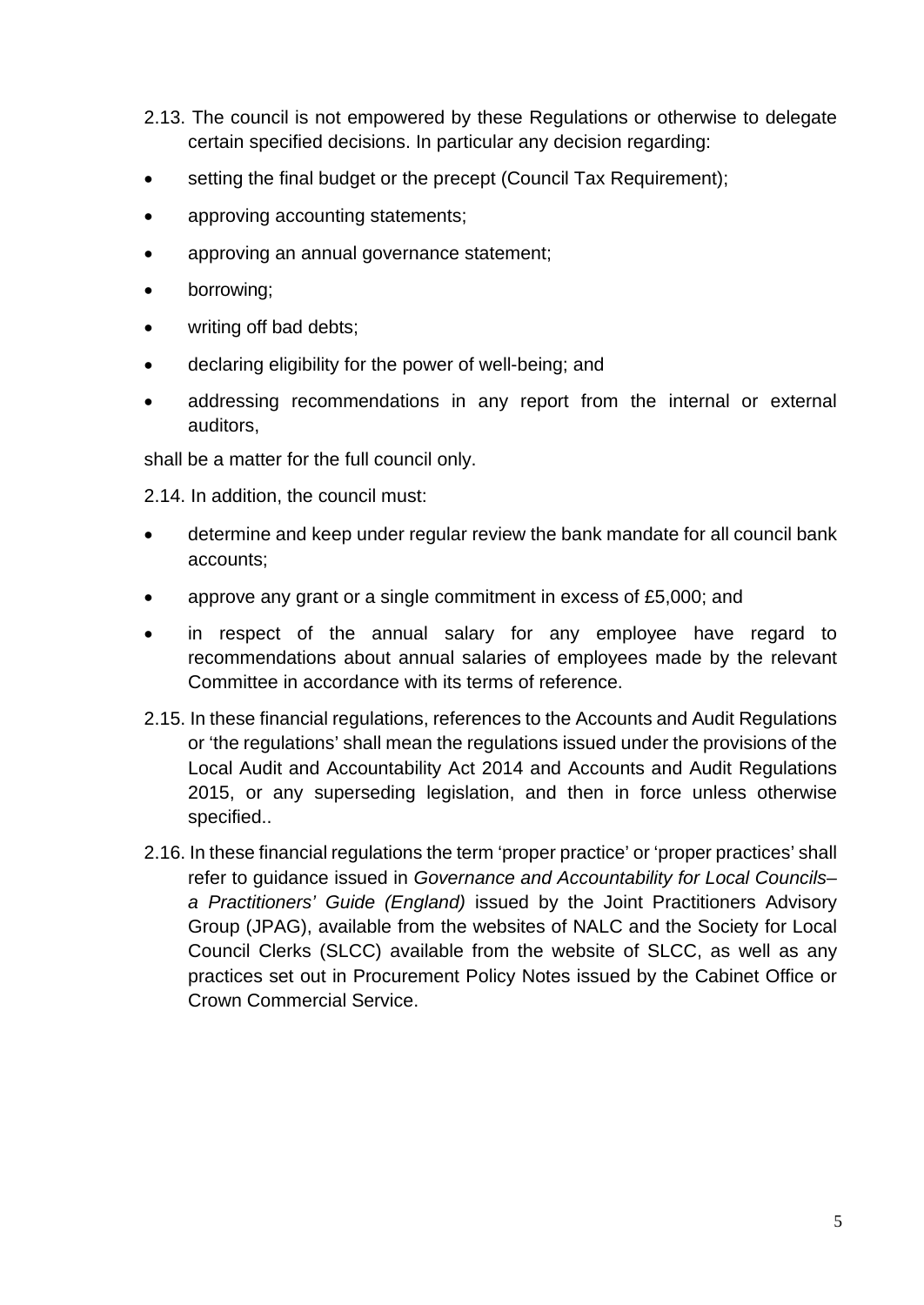2.13. The council is not empowered by these Regulations or otherwise to delegate certain specified decisions. In particular any decision regarding:

- setting the final budget or the precept (Council Tax Requirement);
- approving accounting statements;
- approving an annual governance statement;
- borrowing;
- writing off bad debts;
- declaring eligibility for the power of well-being; and
- addressing recommendations in any report from the internal or external auditors,

shall be a matter for the full council only.

2.14. In addition, the council must:

- determine and keep under regular review the bank mandate for all council bank accounts;
- approve any grant or a single commitment in excess of £5,000; and
- in respect of the annual salary for any employee have regard to recommendations about annual salaries of employees made by the relevant Committee in accordance with its terms of reference.

2.15. In these financial regulations, references to the Accounts and Audit Regulations or 'the regulations' shall mean the regulations issued under the provisions of the Local Audit and Accountability Act 2014 and Accounts and Audit Regulations 2015, or any superseding legislation, and then in force unless otherwise specified..

2.16. In these financial regulations the term 'proper practice' or 'proper practices' shall refer to guidance issued in *Governance and Accountability for Local Councils– a Practitioners' Guide (England)* issued by the Joint Practitioners Advisory Group (JPAG), available from the websites of NALC and the Society for Local Council Clerks (SLCC) available from the website of SLCC, as well as any practices set out in Procurement Policy Notes issued by the Cabinet Office or Crown Commercial Service.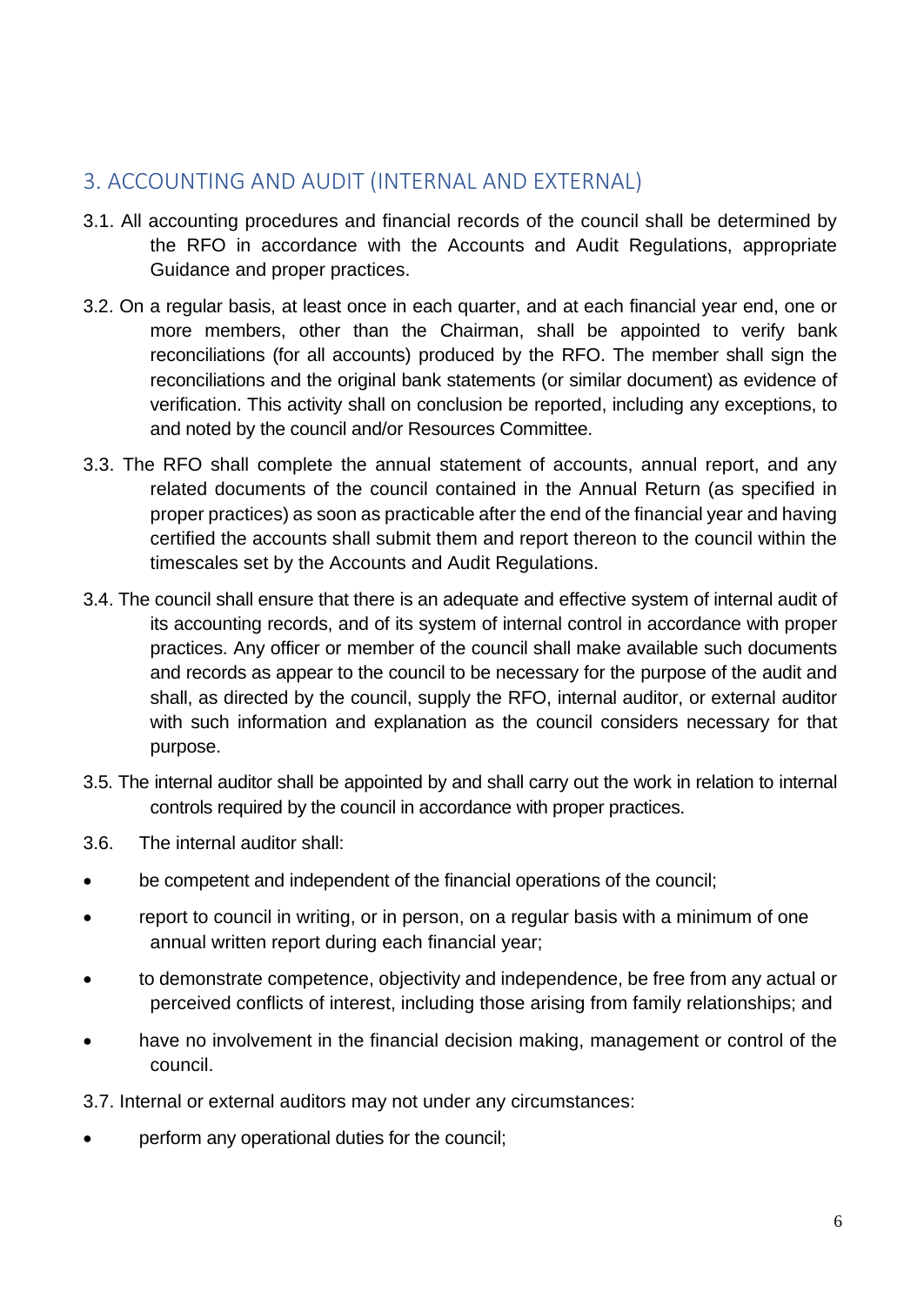## 3. ACCOUNTING AND AUDIT (INTERNAL AND EXTERNAL)

3.1. All accounting procedures and financial records of the council shall be determined by the RFO in accordance with the Accounts and Audit Regulations, appropriate Guidance and proper practices.

3.2. On a regular basis, at least once in each quarter, and at each financial year end, one or more members, other than the Chairman, shall be appointed to verify bank reconciliations (for all accounts) produced by the RFO. The member shall sign the reconciliations and the original bank statements (or similar document) as evidence of verification. This activity shall on conclusion be reported, including any exceptions, to and noted by the council and/or Resources Committee.

3.3. The RFO shall complete the annual statement of accounts, annual report, and any related documents of the council contained in the Annual Return (as specified in proper practices) as soon as practicable after the end of the financial year and having certified the accounts shall submit them and report thereon to the council within the timescales set by the Accounts and Audit Regulations.

3.4. The council shall ensure that there is an adequate and effective system of internal audit of its accounting records, and of its system of internal control in accordance with proper practices. Any officer or member of the council shall make available such documents and records as appear to the council to be necessary for the purpose of the audit and shall, as directed by the council, supply the RFO, internal auditor, or external auditor with such information and explanation as the council considers necessary for that purpose.

3.5. The internal auditor shall be appointed by and shall carry out the work in relation to internal controls required by the council in accordance with proper practices.

3.6. The internal auditor shall:

- be competent and independent of the financial operations of the council;
- report to council in writing, or in person, on a regular basis with a minimum of one annual written report during each financial year;
- to demonstrate competence, objectivity and independence, be free from any actual or perceived conflicts of interest, including those arising from family relationships; and
- have no involvement in the financial decision making, management or control of the council.

3.7. Internal or external auditors may not under any circumstances:

- perform any operational duties for the council;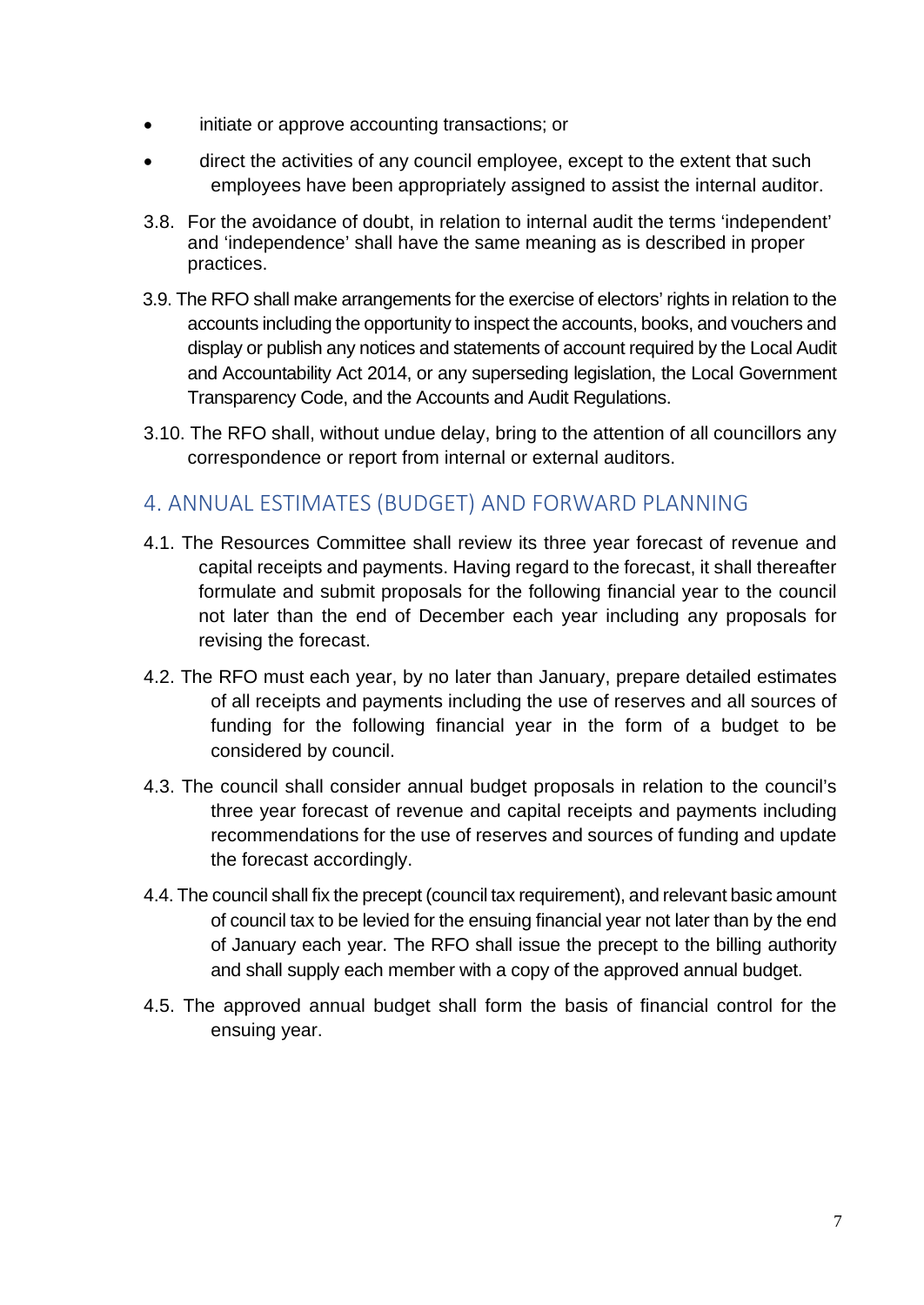- initiate or approve accounting transactions; or
- direct the activities of any council employee, except to the extent that such employees have been appropriately assigned to assist the internal auditor.

3.8. For the avoidance of doubt, in relation to internal audit the terms 'independent' and 'independence' shall have the same meaning as is described in proper practices.

3.9. The RFO shall make arrangements for the exercise of electors' rights in relation to the accounts including the opportunity to inspect the accounts, books, and vouchers and display or publish any notices and statements of account required by the Local Audit and Accountability Act 2014, or any superseding legislation, the Local Government Transparency Code, and the Accounts and Audit Regulations.

3.10. The RFO shall, without undue delay, bring to the attention of all councillors any correspondence or report from internal or external auditors.

## 4. ANNUAL ESTIMATES (BUDGET) AND FORWARD PLANNING

4.1. The Resources Committee shall review its three year forecast of revenue and capital receipts and payments. Having regard to the forecast, it shall thereafter formulate and submit proposals for the following financial year to the council not later than the end of December each year including any proposals for revising the forecast.

4.2. The RFO must each year, by no later than January, prepare detailed estimates of all receipts and payments including the use of reserves and all sources of funding for the following financial year in the form of a budget to be considered by council.

4.3. The council shall consider annual budget proposals in relation to the council's three year forecast of revenue and capital receipts and payments including recommendations for the use of reserves and sources of funding and update the forecast accordingly.

4.4. The council shall fix the precept (council tax requirement), and relevant basic amount of council tax to be levied for the ensuing financial year not later than by the end of January each year. The RFO shall issue the precept to the billing authority and shall supply each member with a copy of the approved annual budget.

4.5. The approved annual budget shall form the basis of financial control for the ensuing year.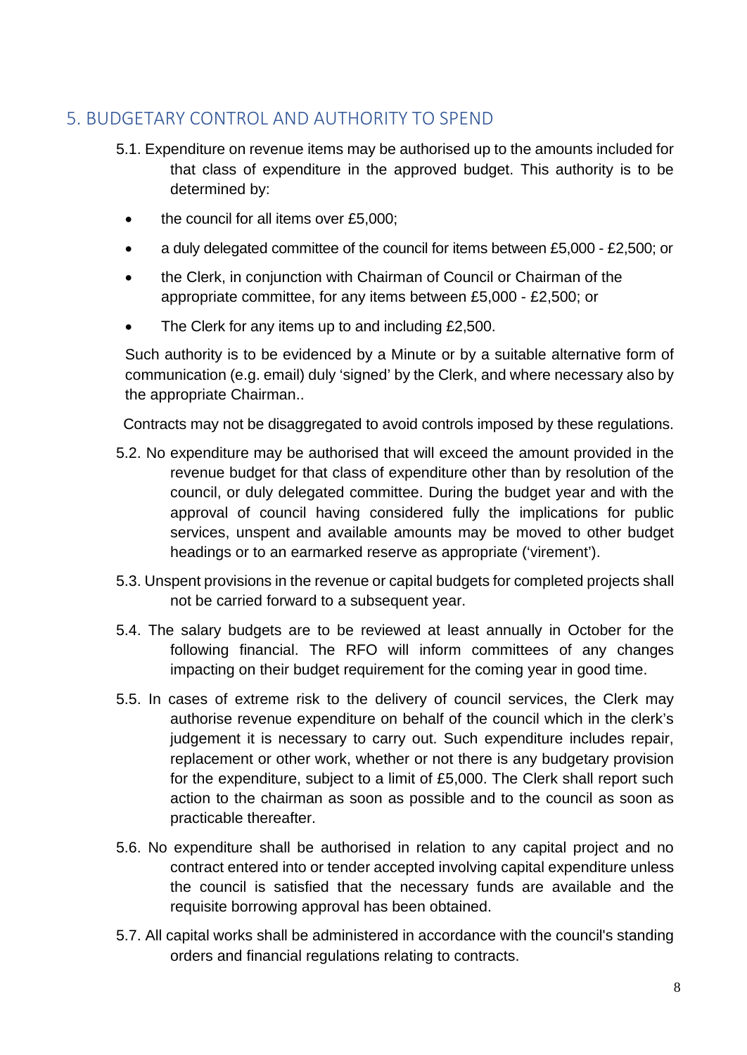## 5. BUDGETARY CONTROL AND AUTHORITY TO SPEND

5.1. Expenditure on revenue items may be authorised up to the amounts included for that class of expenditure in the approved budget. This authority is to be determined by:

- the council for all items over £5,000;
- a duly delegated committee of the council for items between £5,000 - £2,500; or
- the Clerk, in conjunction with Chairman of Council or Chairman of the appropriate committee, for any items between £5,000 - £2,500; or
- The Clerk for any items up to and including £2,500.

Such authority is to be evidenced by a Minute or by a suitable alternative form of communication (e.g. email) duly 'signed' by the Clerk, and where necessary also by the appropriate Chairman..

Contracts may not be disaggregated to avoid controls imposed by these regulations.

5.2. No expenditure may be authorised that will exceed the amount provided in the revenue budget for that class of expenditure other than by resolution of the council, or duly delegated committee. During the budget year and with the approval of council having considered fully the implications for public services, unspent and available amounts may be moved to other budget headings or to an earmarked reserve as appropriate ('virement').

5.3. Unspent provisions in the revenue or capital budgets for completed projects shall not be carried forward to a subsequent year.

5.4. The salary budgets are to be reviewed at least annually in October for the following financial. The RFO will inform committees of any changes impacting on their budget requirement for the coming year in good time.

5.5. In cases of extreme risk to the delivery of council services, the Clerk may authorise revenue expenditure on behalf of the council which in the clerk's judgement it is necessary to carry out. Such expenditure includes repair, replacement or other work, whether or not there is any budgetary provision for the expenditure, subject to a limit of £5,000. The Clerk shall report such action to the chairman as soon as possible and to the council as soon as practicable thereafter.

5.6. No expenditure shall be authorised in relation to any capital project and no contract entered into or tender accepted involving capital expenditure unless the council is satisfied that the necessary funds are available and the requisite borrowing approval has been obtained.

5.7. All capital works shall be administered in accordance with the council's standing orders and financial regulations relating to contracts.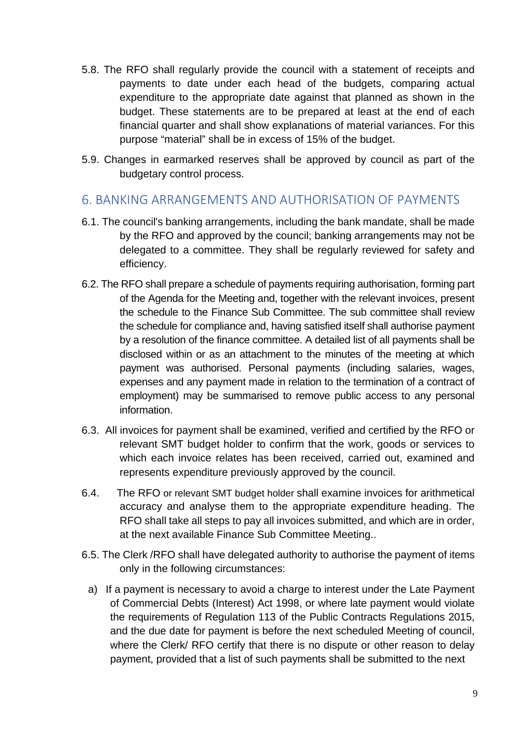5.8. The RFO shall regularly provide the council with a statement of receipts and payments to date under each head of the budgets, comparing actual expenditure to the appropriate date against that planned as shown in the budget. These statements are to be prepared at least at the end of each financial quarter and shall show explanations of material variances. For this purpose "material" shall be in excess of 15% of the budget.

5.9. Changes in earmarked reserves shall be approved by council as part of the budgetary control process.

## 6. BANKING ARRANGEMENTS AND AUTHORISATION OF PAYMENTS

6.1. The council's banking arrangements, including the bank mandate, shall be made by the RFO and approved by the council; banking arrangements may not be delegated to a committee. They shall be regularly reviewed for safety and efficiency.

6.2. The RFO shall prepare a schedule of payments requiring authorisation, forming part of the Agenda for the Meeting and, together with the relevant invoices, present the schedule to the Finance Sub Committee. The sub committee shall review the schedule for compliance and, having satisfied itself shall authorise payment by a resolution of the finance committee. A detailed list of all payments shall be disclosed within or as an attachment to the minutes of the meeting at which payment was authorised. Personal payments (including salaries, wages, expenses and any payment made in relation to the termination of a contract of employment) may be summarised to remove public access to any personal information.

6.3. All invoices for payment shall be examined, verified and certified by the RFO or relevant SMT budget holder to confirm that the work, goods or services to which each invoice relates has been received, carried out, examined and represents expenditure previously approved by the council.

6.4. The RFO or relevant SMT budget holder shall examine invoices for arithmetical accuracy and analyse them to the appropriate expenditure heading. The RFO shall take all steps to pay all invoices submitted, and which are in order, at the next available Finance Sub Committee Meeting..

6.5. The Clerk /RFO shall have delegated authority to authorise the payment of items only in the following circumstances:

a) If a payment is necessary to avoid a charge to interest under the Late Payment of Commercial Debts (Interest) Act 1998, or where late payment would violate the requirements of Regulation 113 of the Public Contracts Regulations 2015, and the due date for payment is before the next scheduled Meeting of council, where the Clerk/ RFO certify that there is no dispute or other reason to delay payment, provided that a list of such payments shall be submitted to the next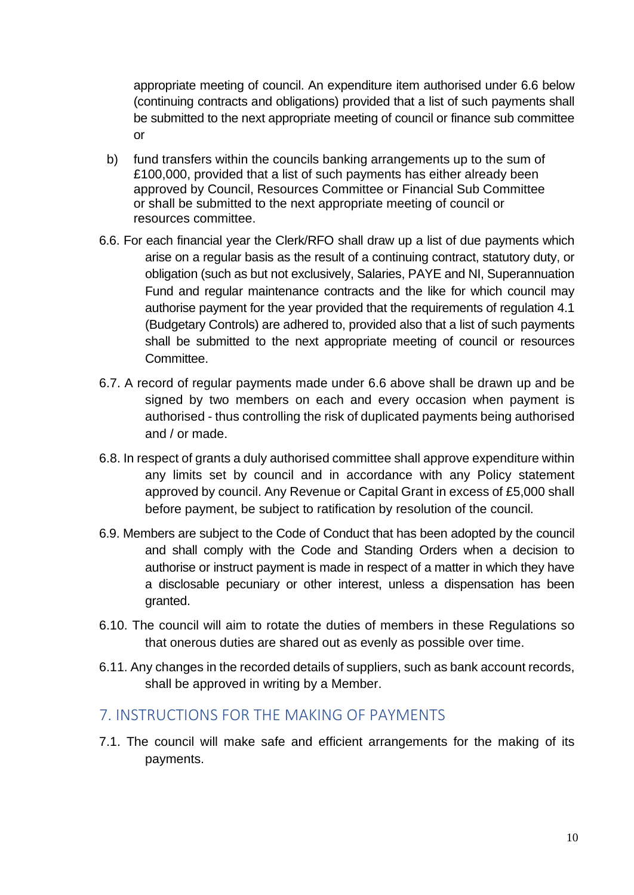appropriate meeting of council. An expenditure item authorised under 6.6 below (continuing contracts and obligations) provided that a list of such payments shall be submitted to the next appropriate meeting of council or finance sub committee or

b) fund transfers within the councils banking arrangements up to the sum of £100,000, provided that a list of such payments has either already been approved by Council, Resources Committee or Financial Sub Committee or shall be submitted to the next appropriate meeting of council or resources committee.

6.6. For each financial year the Clerk/RFO shall draw up a list of due payments which arise on a regular basis as the result of a continuing contract, statutory duty, or obligation (such as but not exclusively, Salaries, PAYE and NI, Superannuation Fund and regular maintenance contracts and the like for which council may authorise payment for the year provided that the requirements of regulation 4.1 (Budgetary Controls) are adhered to, provided also that a list of such payments shall be submitted to the next appropriate meeting of council or resources Committee.

6.7. A record of regular payments made under 6.6 above shall be drawn up and be signed by two members on each and every occasion when payment is authorised - thus controlling the risk of duplicated payments being authorised and / or made.

6.8. In respect of grants a duly authorised committee shall approve expenditure within any limits set by council and in accordance with any Policy statement approved by council. Any Revenue or Capital Grant in excess of £5,000 shall before payment, be subject to ratification by resolution of the council.

6.9. Members are subject to the Code of Conduct that has been adopted by the council and shall comply with the Code and Standing Orders when a decision to authorise or instruct payment is made in respect of a matter in which they have a disclosable pecuniary or other interest, unless a dispensation has been granted.

6.10. The council will aim to rotate the duties of members in these Regulations so that onerous duties are shared out as evenly as possible over time.

6.11. Any changes in the recorded details of suppliers, such as bank account records, shall be approved in writing by a Member.

## 7. INSTRUCTIONS FOR THE MAKING OF PAYMENTS

7.1. The council will make safe and efficient arrangements for the making of its payments.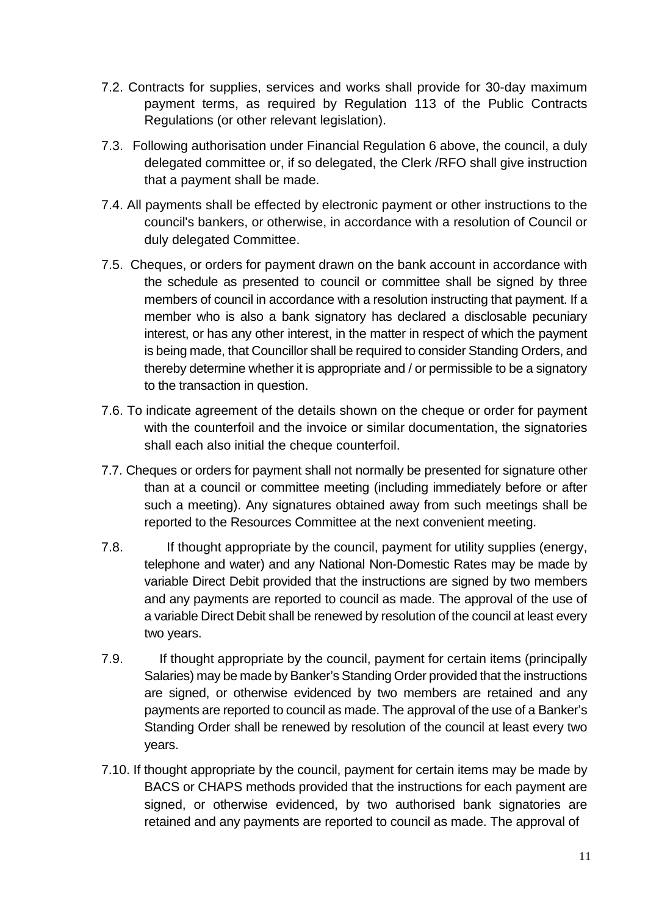7.2. Contracts for supplies, services and works shall provide for 30-day maximum payment terms, as required by Regulation 113 of the Public Contracts Regulations (or other relevant legislation).

7.3. Following authorisation under Financial Regulation 6 above, the council, a duly delegated committee or, if so delegated, the Clerk /RFO shall give instruction that a payment shall be made.

7.4. All payments shall be effected by electronic payment or other instructions to the council's bankers, or otherwise, in accordance with a resolution of Council or duly delegated Committee.

7.5. Cheques, or orders for payment drawn on the bank account in accordance with the schedule as presented to council or committee shall be signed by three members of council in accordance with a resolution instructing that payment. If a member who is also a bank signatory has declared a disclosable pecuniary interest, or has any other interest, in the matter in respect of which the payment is being made, that Councillor shall be required to consider Standing Orders, and thereby determine whether it is appropriate and / or permissible to be a signatory to the transaction in question.

7.6. To indicate agreement of the details shown on the cheque or order for payment with the counterfoil and the invoice or similar documentation, the signatories shall each also initial the cheque counterfoil.

7.7. Cheques or orders for payment shall not normally be presented for signature other than at a council or committee meeting (including immediately before or after such a meeting). Any signatures obtained away from such meetings shall be reported to the Resources Committee at the next convenient meeting.

7.8. If thought appropriate by the council, payment for utility supplies (energy, telephone and water) and any National Non-Domestic Rates may be made by variable Direct Debit provided that the instructions are signed by two members and any payments are reported to council as made. The approval of the use of a variable Direct Debit shall be renewed by resolution of the council at least every two years.

7.9. If thought appropriate by the council, payment for certain items (principally Salaries) may be made by Banker's Standing Order provided that the instructions are signed, or otherwise evidenced by two members are retained and any payments are reported to council as made. The approval of the use of a Banker's Standing Order shall be renewed by resolution of the council at least every two years.

7.10. If thought appropriate by the council, payment for certain items may be made by BACS or CHAPS methods provided that the instructions for each payment are signed, or otherwise evidenced, by two authorised bank signatories are retained and any payments are reported to council as made. The approval of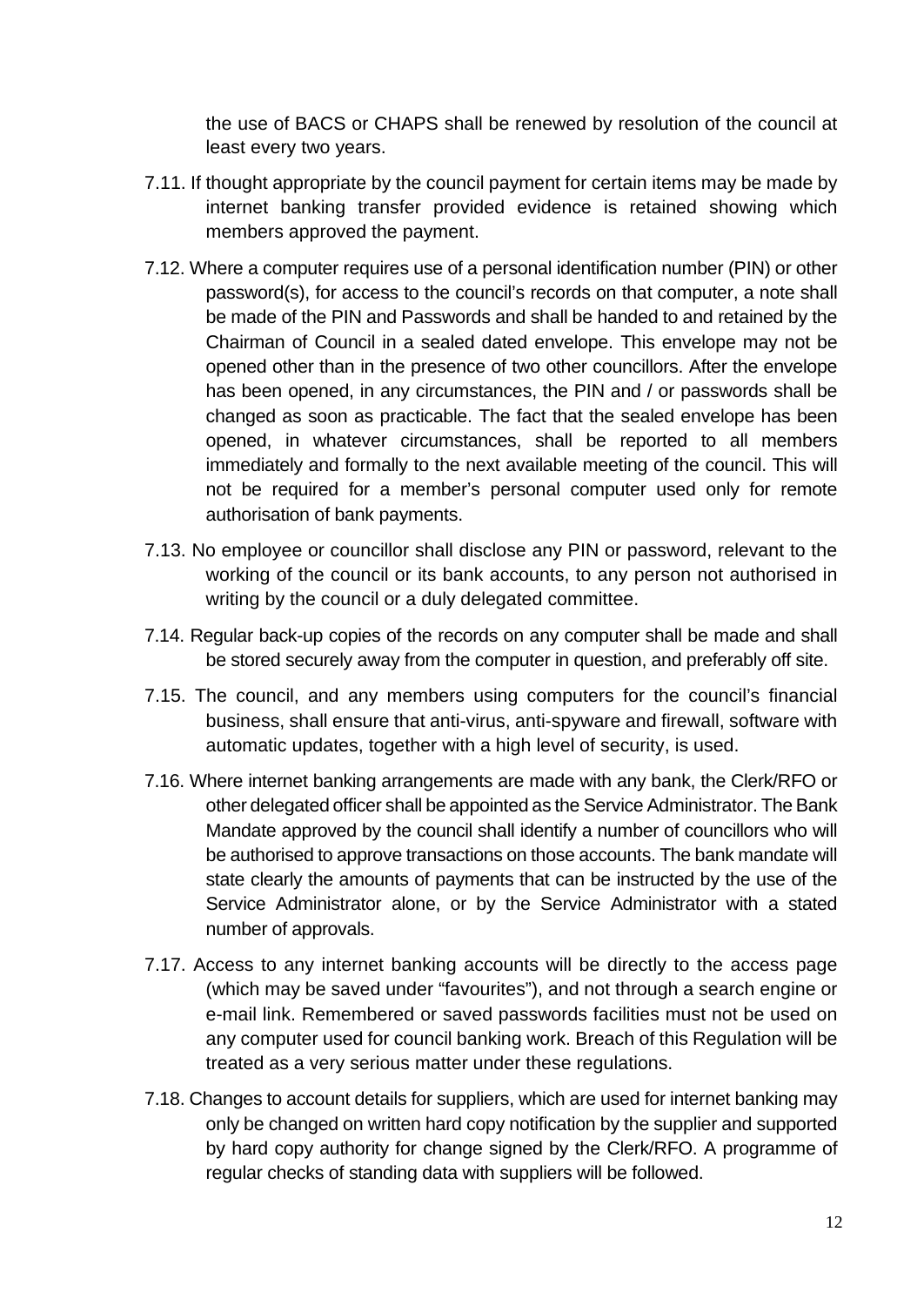the use of BACS or CHAPS shall be renewed by resolution of the council at least every two years.

7.11. If thought appropriate by the council payment for certain items may be made by internet banking transfer provided evidence is retained showing which members approved the payment.

7.12. Where a computer requires use of a personal identification number (PIN) or other password(s), for access to the council's records on that computer, a note shall be made of the PIN and Passwords and shall be handed to and retained by the Chairman of Council in a sealed dated envelope. This envelope may not be opened other than in the presence of two other councillors. After the envelope has been opened, in any circumstances, the PIN and / or passwords shall be changed as soon as practicable. The fact that the sealed envelope has been opened, in whatever circumstances, shall be reported to all members immediately and formally to the next available meeting of the council. This will not be required for a member's personal computer used only for remote authorisation of bank payments.

7.13. No employee or councillor shall disclose any PIN or password, relevant to the working of the council or its bank accounts, to any person not authorised in writing by the council or a duly delegated committee.

7.14. Regular back-up copies of the records on any computer shall be made and shall be stored securely away from the computer in question, and preferably off site.

7.15. The council, and any members using computers for the council's financial business, shall ensure that anti-virus, anti-spyware and firewall, software with automatic updates, together with a high level of security, is used.

7.16. Where internet banking arrangements are made with any bank, the Clerk/RFO or other delegated officer shall be appointed as the Service Administrator. The Bank Mandate approved by the council shall identify a number of councillors who will be authorised to approve transactions on those accounts. The bank mandate will state clearly the amounts of payments that can be instructed by the use of the Service Administrator alone, or by the Service Administrator with a stated number of approvals.

7.17. Access to any internet banking accounts will be directly to the access page (which may be saved under "favourites"), and not through a search engine or e-mail link. Remembered or saved passwords facilities must not be used on any computer used for council banking work. Breach of this Regulation will be treated as a very serious matter under these regulations.

7.18. Changes to account details for suppliers, which are used for internet banking may only be changed on written hard copy notification by the supplier and supported by hard copy authority for change signed by the Clerk/RFO. A programme of regular checks of standing data with suppliers will be followed.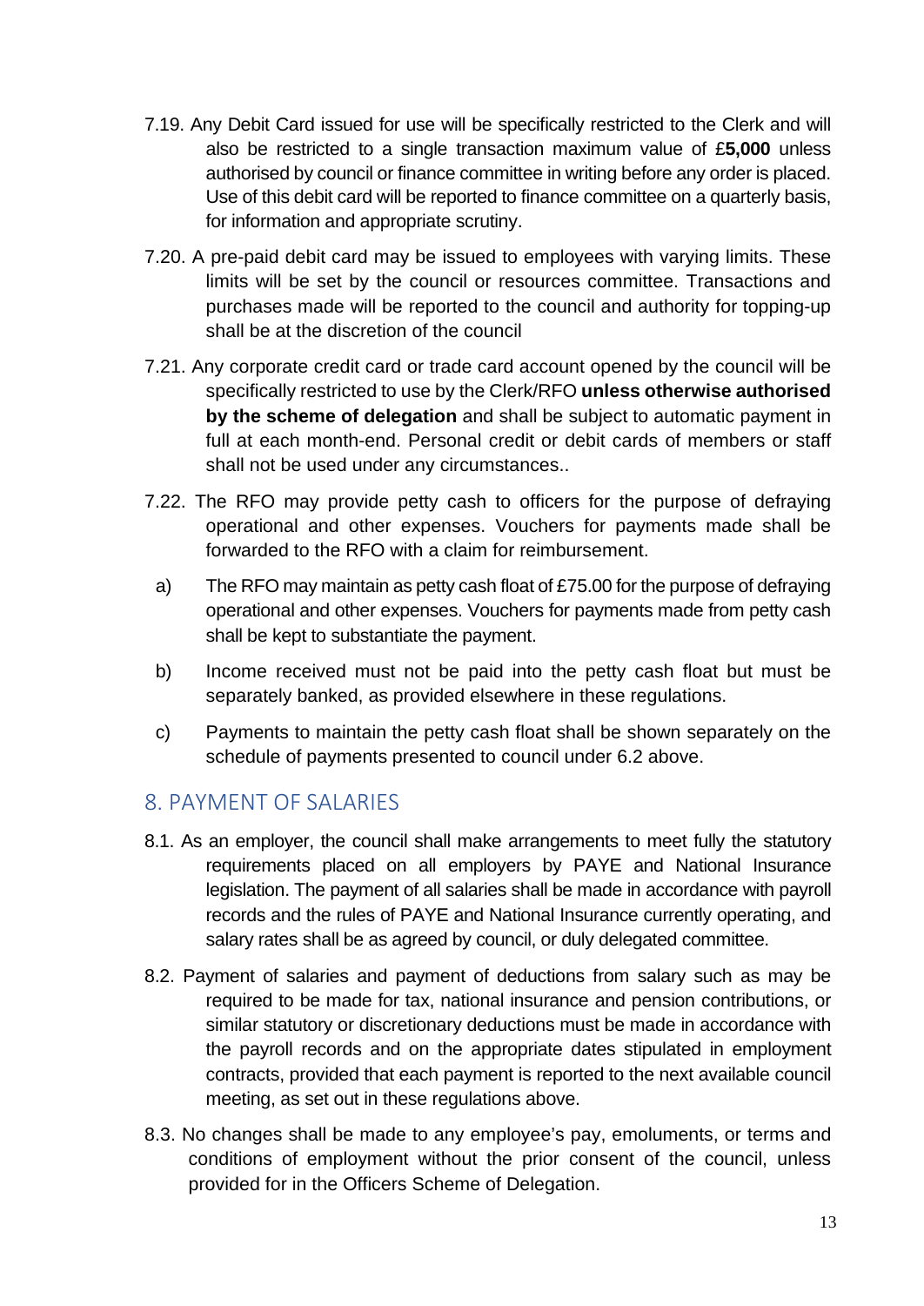7.19. Any Debit Card issued for use will be specifically restricted to the Clerk and will also be restricted to a single transaction maximum value of £**5,000** unless authorised by council or finance committee in writing before any order is placed. Use of this debit card will be reported to finance committee on a quarterly basis, for information and appropriate scrutiny.

7.20. A pre-paid debit card may be issued to employees with varying limits. These limits will be set by the council or resources committee. Transactions and purchases made will be reported to the council and authority for topping-up shall be at the discretion of the council

7.21. Any corporate credit card or trade card account opened by the council will be specifically restricted to use by the Clerk/RFO **unless otherwise authorised by the scheme of delegation** and shall be subject to automatic payment in full at each month-end. Personal credit or debit cards of members or staff shall not be used under any circumstances..

7.22. The RFO may provide petty cash to officers for the purpose of defraying operational and other expenses. Vouchers for payments made shall be forwarded to the RFO with a claim for reimbursement.

a) The RFO may maintain as petty cash float of £75.00 for the purpose of defraying operational and other expenses. Vouchers for payments made from petty cash shall be kept to substantiate the payment.

b) Income received must not be paid into the petty cash float but must be separately banked, as provided elsewhere in these regulations.

c) Payments to maintain the petty cash float shall be shown separately on the schedule of payments presented to council under 6.2 above.

## 8. PAYMENT OF SALARIES

8.1. As an employer, the council shall make arrangements to meet fully the statutory requirements placed on all employers by PAYE and National Insurance legislation. The payment of all salaries shall be made in accordance with payroll records and the rules of PAYE and National Insurance currently operating, and salary rates shall be as agreed by council, or duly delegated committee.

8.2. Payment of salaries and payment of deductions from salary such as may be required to be made for tax, national insurance and pension contributions, or similar statutory or discretionary deductions must be made in accordance with the payroll records and on the appropriate dates stipulated in employment contracts, provided that each payment is reported to the next available council meeting, as set out in these regulations above.

8.3. No changes shall be made to any employee's pay, emoluments, or terms and conditions of employment without the prior consent of the council, unless provided for in the Officers Scheme of Delegation.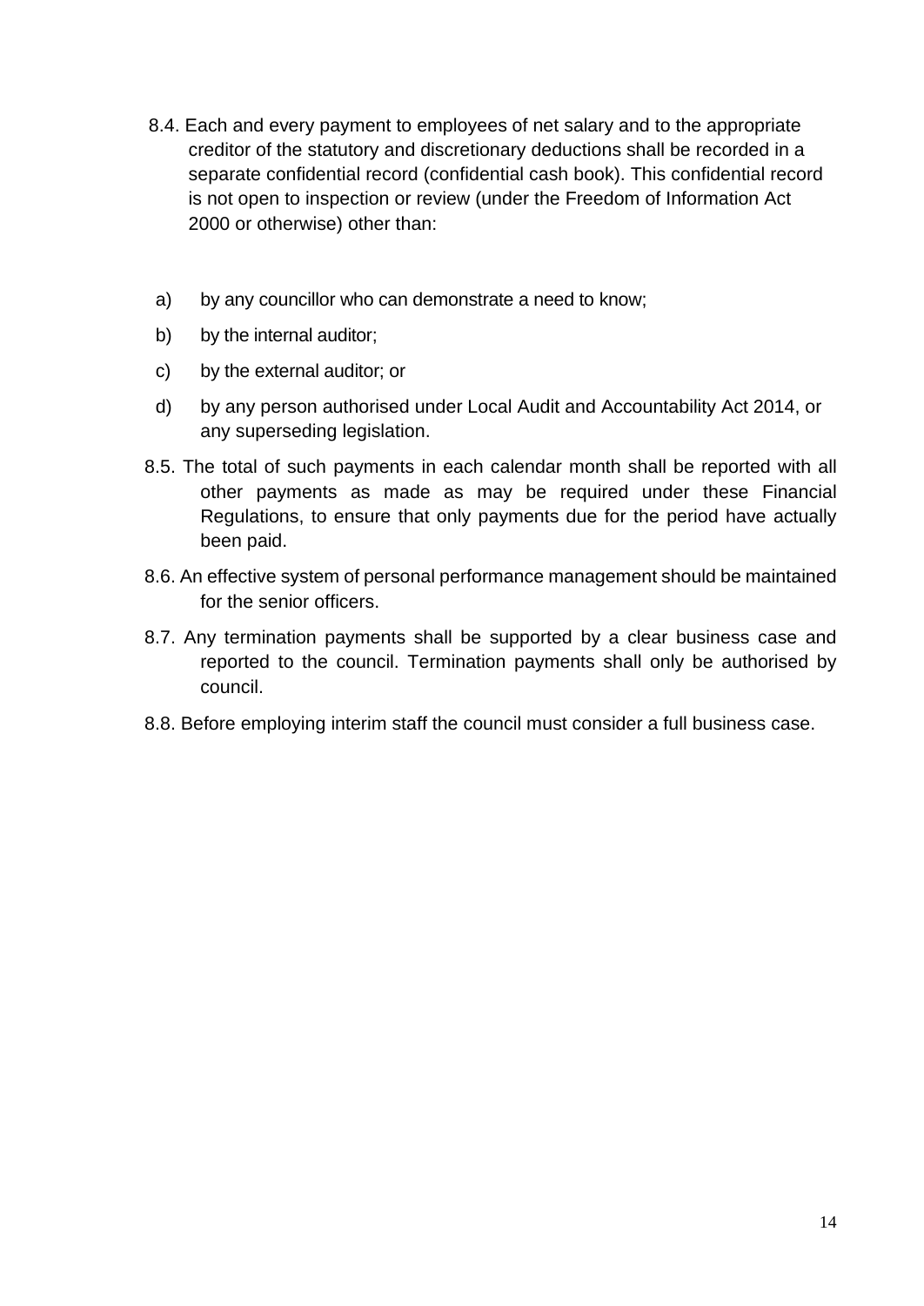8.4. Each and every payment to employees of net salary and to the appropriate creditor of the statutory and discretionary deductions shall be recorded in a separate confidential record (confidential cash book). This confidential record is not open to inspection or review (under the Freedom of Information Act 2000 or otherwise) other than:

a) by any councillor who can demonstrate a need to know;
b) by the internal auditor;
c) by the external auditor; or
d) by any person authorised under Local Audit and Accountability Act 2014, or any superseding legislation.

8.5. The total of such payments in each calendar month shall be reported with all other payments as made as may be required under these Financial Regulations, to ensure that only payments due for the period have actually been paid.

8.6. An effective system of personal performance management should be maintained for the senior officers.

8.7. Any termination payments shall be supported by a clear business case and reported to the council. Termination payments shall only be authorised by council.

8.8. Before employing interim staff the council must consider a full business case.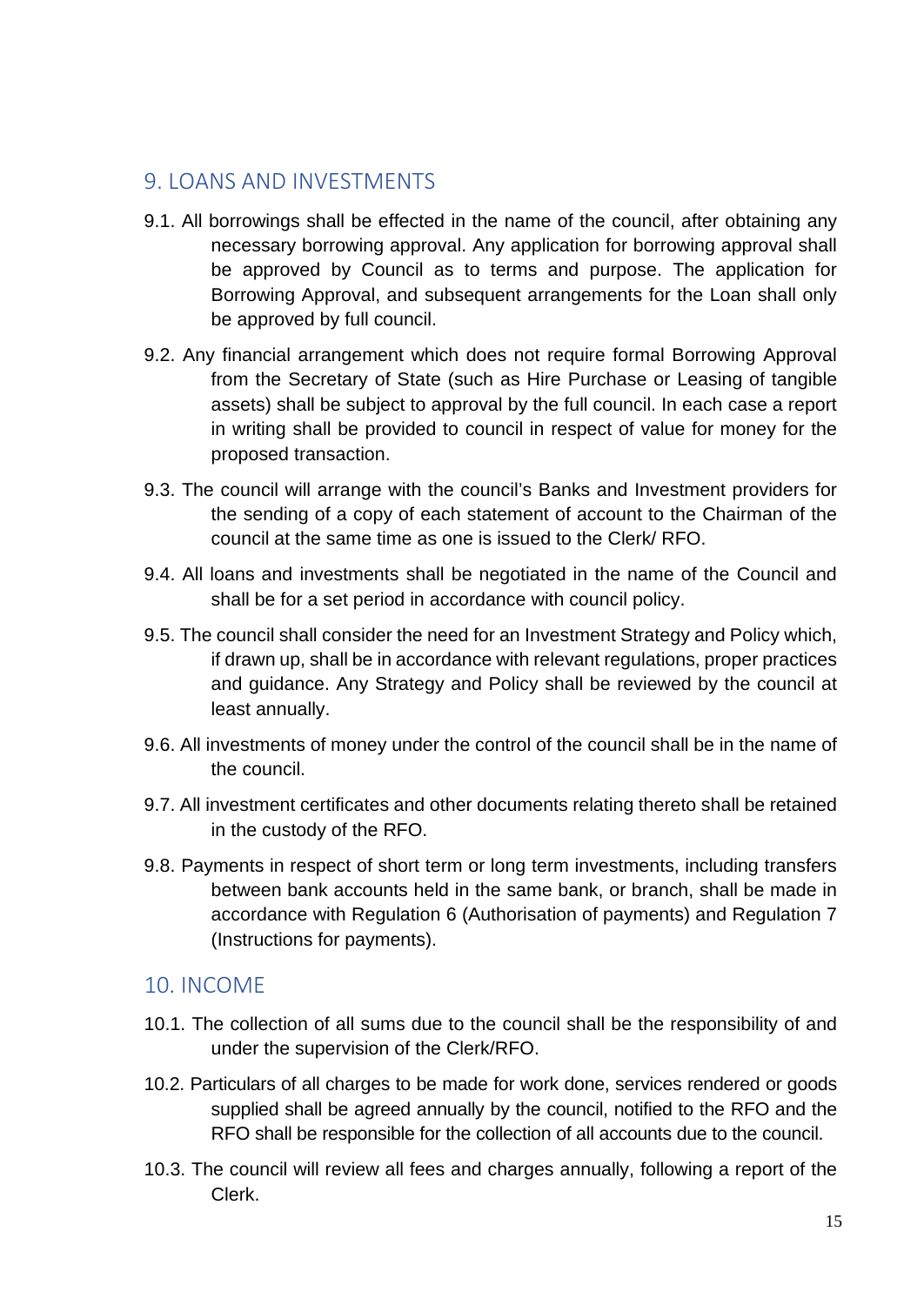## 9. LOANS AND INVESTMENTS

9.1. All borrowings shall be effected in the name of the council, after obtaining any necessary borrowing approval. Any application for borrowing approval shall be approved by Council as to terms and purpose. The application for Borrowing Approval, and subsequent arrangements for the Loan shall only be approved by full council.

9.2. Any financial arrangement which does not require formal Borrowing Approval from the Secretary of State (such as Hire Purchase or Leasing of tangible assets) shall be subject to approval by the full council. In each case a report in writing shall be provided to council in respect of value for money for the proposed transaction.

9.3. The council will arrange with the council's Banks and Investment providers for the sending of a copy of each statement of account to the Chairman of the council at the same time as one is issued to the Clerk/ RFO.

9.4. All loans and investments shall be negotiated in the name of the Council and shall be for a set period in accordance with council policy.

9.5. The council shall consider the need for an Investment Strategy and Policy which, if drawn up, shall be in accordance with relevant regulations, proper practices and guidance. Any Strategy and Policy shall be reviewed by the council at least annually.

9.6. All investments of money under the control of the council shall be in the name of the council.

9.7. All investment certificates and other documents relating thereto shall be retained in the custody of the RFO.

9.8. Payments in respect of short term or long term investments, including transfers between bank accounts held in the same bank, or branch, shall be made in accordance with Regulation 6 (Authorisation of payments) and Regulation 7 (Instructions for payments).

## 10. INCOME

10.1. The collection of all sums due to the council shall be the responsibility of and under the supervision of the Clerk/RFO.

10.2. Particulars of all charges to be made for work done, services rendered or goods supplied shall be agreed annually by the council, notified to the RFO and the RFO shall be responsible for the collection of all accounts due to the council.

10.3. The council will review all fees and charges annually, following a report of the Clerk.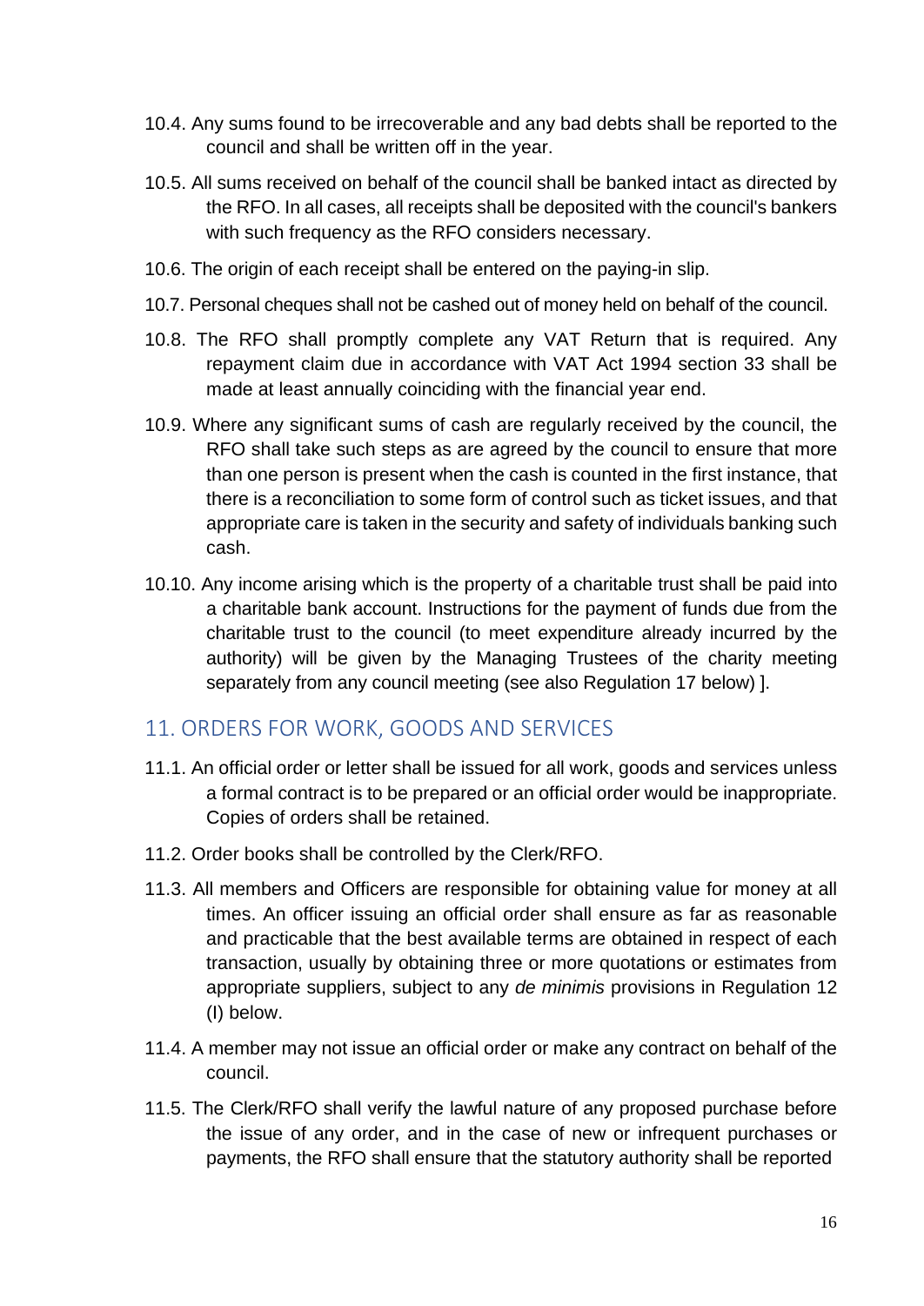10.4. Any sums found to be irrecoverable and any bad debts shall be reported to the council and shall be written off in the year.

10.5. All sums received on behalf of the council shall be banked intact as directed by the RFO. In all cases, all receipts shall be deposited with the council's bankers with such frequency as the RFO considers necessary.

10.6. The origin of each receipt shall be entered on the paying-in slip.

10.7. Personal cheques shall not be cashed out of money held on behalf of the council.

10.8. The RFO shall promptly complete any VAT Return that is required. Any repayment claim due in accordance with VAT Act 1994 section 33 shall be made at least annually coinciding with the financial year end.

10.9. Where any significant sums of cash are regularly received by the council, the RFO shall take such steps as are agreed by the council to ensure that more than one person is present when the cash is counted in the first instance, that there is a reconciliation to some form of control such as ticket issues, and that appropriate care is taken in the security and safety of individuals banking such cash.

10.10. Any income arising which is the property of a charitable trust shall be paid into a charitable bank account. Instructions for the payment of funds due from the charitable trust to the council (to meet expenditure already incurred by the authority) will be given by the Managing Trustees of the charity meeting separately from any council meeting (see also Regulation 17 below) ].

## 11. ORDERS FOR WORK, GOODS AND SERVICES

11.1. An official order or letter shall be issued for all work, goods and services unless a formal contract is to be prepared or an official order would be inappropriate. Copies of orders shall be retained.

11.2. Order books shall be controlled by the Clerk/RFO.

11.3. All members and Officers are responsible for obtaining value for money at all times. An officer issuing an official order shall ensure as far as reasonable and practicable that the best available terms are obtained in respect of each transaction, usually by obtaining three or more quotations or estimates from appropriate suppliers, subject to any *de minimis* provisions in Regulation 12 (I) below.

11.4. A member may not issue an official order or make any contract on behalf of the council.

11.5. The Clerk/RFO shall verify the lawful nature of any proposed purchase before the issue of any order, and in the case of new or infrequent purchases or payments, the RFO shall ensure that the statutory authority shall be reported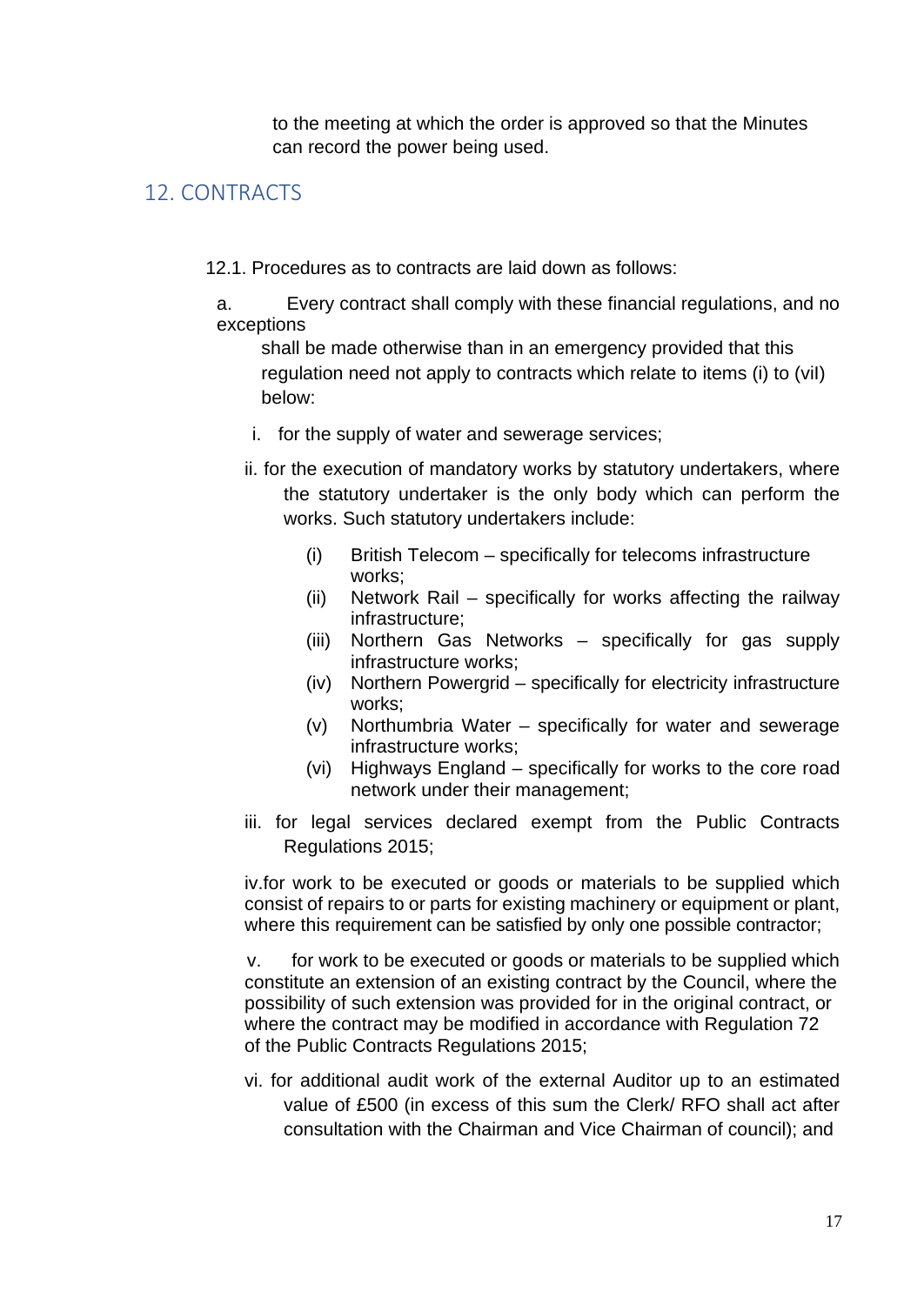to the meeting at which the order is approved so that the Minutes can record the power being used.

## 12. CONTRACTS

12.1. Procedures as to contracts are laid down as follows:

a. Every contract shall comply with these financial regulations, and no exceptions shall be made otherwise than in an emergency provided that this regulation need not apply to contracts which relate to items (i) to (vil) below:

i. for the supply of water and sewerage services;

ii. for the execution of mandatory works by statutory undertakers, where the statutory undertaker is the only body which can perform the works. Such statutory undertakers include:

(i) British Telecom – specifically for telecoms infrastructure works;
(ii) Network Rail – specifically for works affecting the railway infrastructure;
(iii) Northern Gas Networks – specifically for gas supply infrastructure works;
(iv) Northern Powergrid – specifically for electricity infrastructure works;
(v) Northumbria Water – specifically for water and sewerage infrastructure works;
(vi) Highways England – specifically for works to the core road network under their management;

iii. for legal services declared exempt from the Public Contracts Regulations 2015;

iv. for work to be executed or goods or materials to be supplied which consist of repairs to or parts for existing machinery or equipment or plant, where this requirement can be satisfied by only one possible contractor;

v. for work to be executed or goods or materials to be supplied which constitute an extension of an existing contract by the Council, where the possibility of such extension was provided for in the original contract, or where the contract may be modified in accordance with Regulation 72 of the Public Contracts Regulations 2015;

vi. for additional audit work of the external Auditor up to an estimated value of £500 (in excess of this sum the Clerk/ RFO shall act after consultation with the Chairman and Vice Chairman of council); and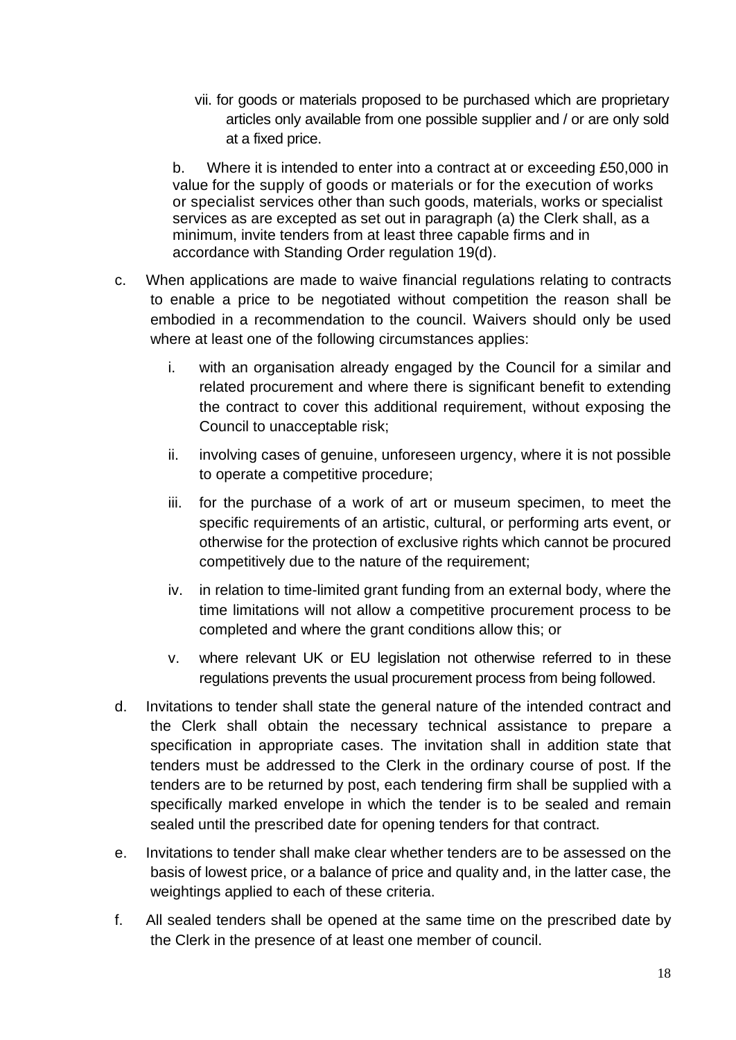vii. for goods or materials proposed to be purchased which are proprietary articles only available from one possible supplier and / or are only sold at a fixed price.

b. Where it is intended to enter into a contract at or exceeding £50,000 in value for the supply of goods or materials or for the execution of works or specialist services other than such goods, materials, works or specialist services as are excepted as set out in paragraph (a) the Clerk shall, as a minimum, invite tenders from at least three capable firms and in accordance with Standing Order regulation 19(d).

c. When applications are made to waive financial regulations relating to contracts to enable a price to be negotiated without competition the reason shall be embodied in a recommendation to the council. Waivers should only be used where at least one of the following circumstances applies:

   i. with an organisation already engaged by the Council for a similar and related procurement and where there is significant benefit to extending the contract to cover this additional requirement, without exposing the Council to unacceptable risk;

   ii. involving cases of genuine, unforeseen urgency, where it is not possible to operate a competitive procedure;

   iii. for the purchase of a work of art or museum specimen, to meet the specific requirements of an artistic, cultural, or performing arts event, or otherwise for the protection of exclusive rights which cannot be procured competitively due to the nature of the requirement;

   iv. in relation to time-limited grant funding from an external body, where the time limitations will not allow a competitive procurement process to be completed and where the grant conditions allow this; or

   v. where relevant UK or EU legislation not otherwise referred to in these regulations prevents the usual procurement process from being followed.

d. Invitations to tender shall state the general nature of the intended contract and the Clerk shall obtain the necessary technical assistance to prepare a specification in appropriate cases. The invitation shall in addition state that tenders must be addressed to the Clerk in the ordinary course of post. If the tenders are to be returned by post, each tendering firm shall be supplied with a specifically marked envelope in which the tender is to be sealed and remain sealed until the prescribed date for opening tenders for that contract.

e. Invitations to tender shall make clear whether tenders are to be assessed on the basis of lowest price, or a balance of price and quality and, in the latter case, the weightings applied to each of these criteria.

f. All sealed tenders shall be opened at the same time on the prescribed date by the Clerk in the presence of at least one member of council.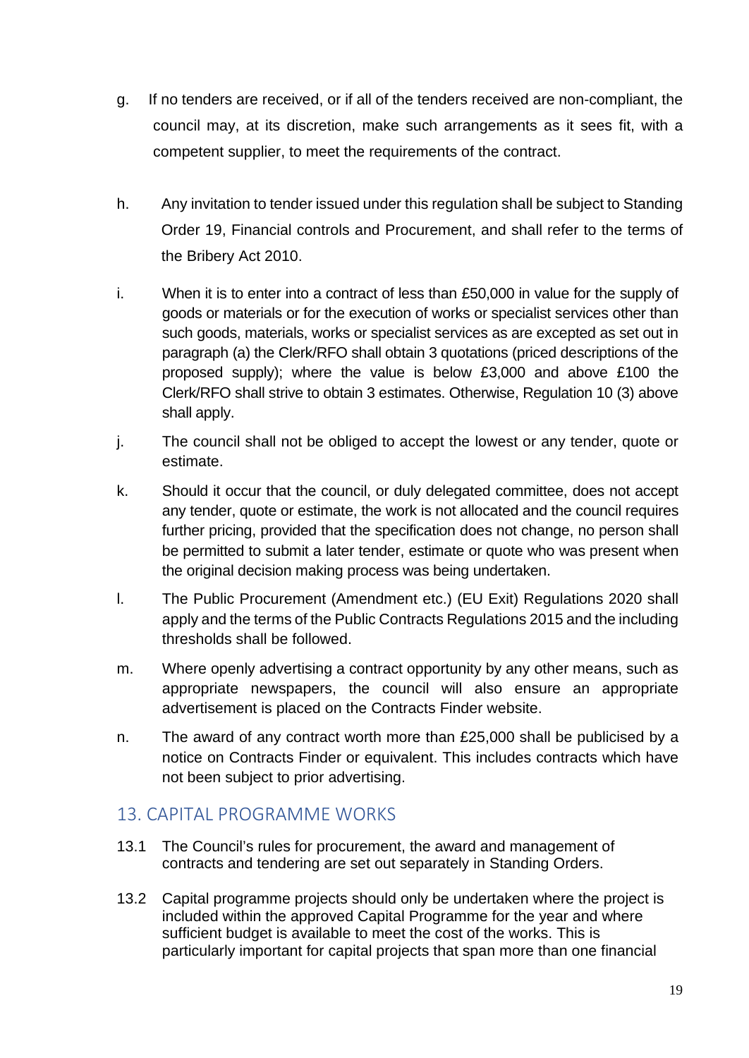g. If no tenders are received, or if all of the tenders received are non-compliant, the council may, at its discretion, make such arrangements as it sees fit, with a competent supplier, to meet the requirements of the contract.

h. Any invitation to tender issued under this regulation shall be subject to Standing Order 19, Financial controls and Procurement, and shall refer to the terms of the Bribery Act 2010.

i. When it is to enter into a contract of less than £50,000 in value for the supply of goods or materials or for the execution of works or specialist services other than such goods, materials, works or specialist services as are excepted as set out in paragraph (a) the Clerk/RFO shall obtain 3 quotations (priced descriptions of the proposed supply); where the value is below £3,000 and above £100 the Clerk/RFO shall strive to obtain 3 estimates. Otherwise, Regulation 10 (3) above shall apply.

j. The council shall not be obliged to accept the lowest or any tender, quote or estimate.

k. Should it occur that the council, or duly delegated committee, does not accept any tender, quote or estimate, the work is not allocated and the council requires further pricing, provided that the specification does not change, no person shall be permitted to submit a later tender, estimate or quote who was present when the original decision making process was being undertaken.

l. The Public Procurement (Amendment etc.) (EU Exit) Regulations 2020 shall apply and the terms of the Public Contracts Regulations 2015 and the including thresholds shall be followed.

m. Where openly advertising a contract opportunity by any other means, such as appropriate newspapers, the council will also ensure an appropriate advertisement is placed on the Contracts Finder website.

n. The award of any contract worth more than £25,000 shall be publicised by a notice on Contracts Finder or equivalent. This includes contracts which have not been subject to prior advertising.

## 13. CAPITAL PROGRAMME WORKS

13.1 The Council's rules for procurement, the award and management of contracts and tendering are set out separately in Standing Orders.

13.2 Capital programme projects should only be undertaken where the project is included within the approved Capital Programme for the year and where sufficient budget is available to meet the cost of the works. This is particularly important for capital projects that span more than one financial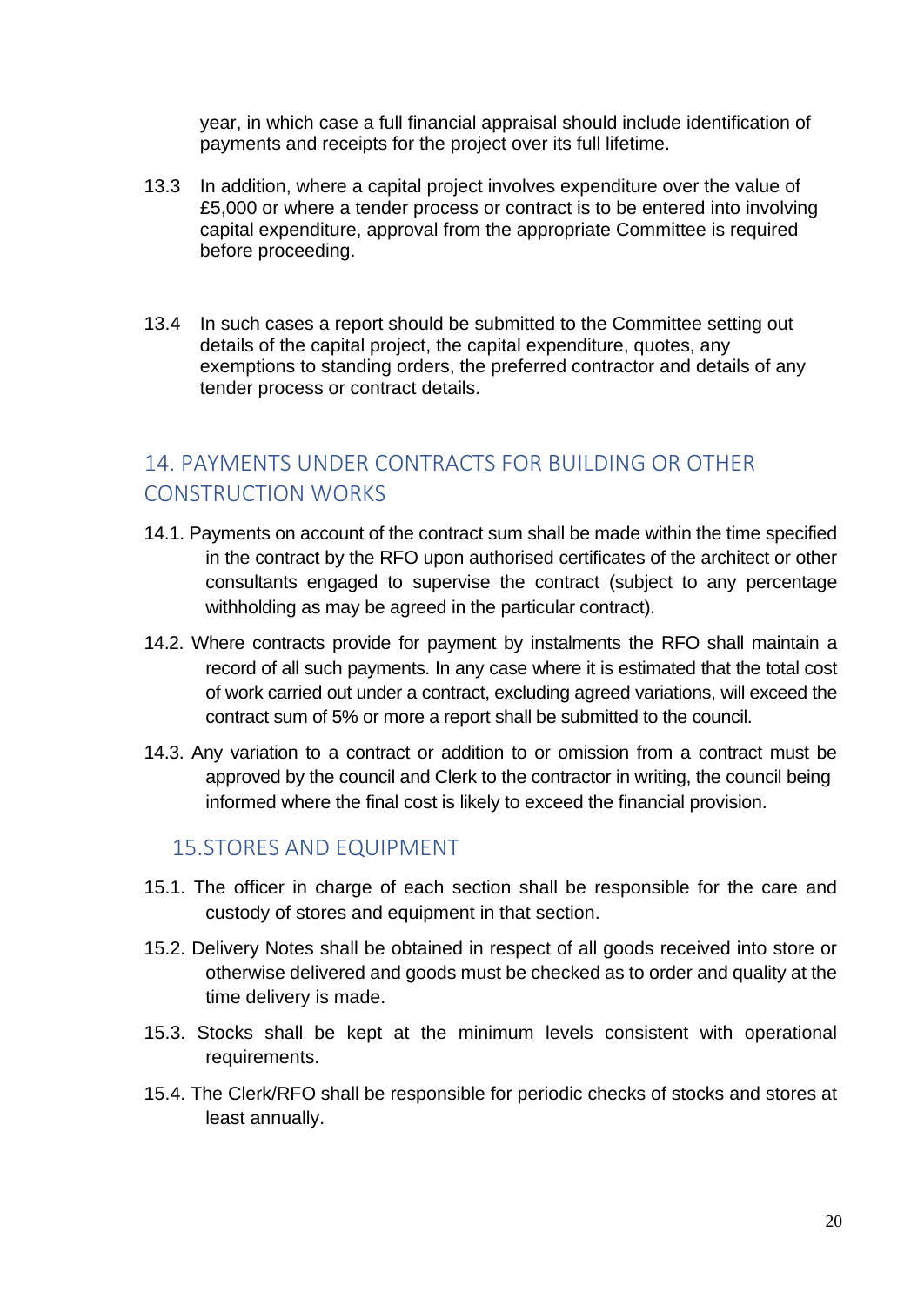year, in which case a full financial appraisal should include identification of payments and receipts for the project over its full lifetime.

13.3 In addition, where a capital project involves expenditure over the value of £5,000 or where a tender process or contract is to be entered into involving capital expenditure, approval from the appropriate Committee is required before proceeding.

13.4 In such cases a report should be submitted to the Committee setting out details of the capital project, the capital expenditure, quotes, any exemptions to standing orders, the preferred contractor and details of any tender process or contract details.

## 14. PAYMENTS UNDER CONTRACTS FOR BUILDING OR OTHER CONSTRUCTION WORKS

14.1. Payments on account of the contract sum shall be made within the time specified in the contract by the RFO upon authorised certificates of the architect or other consultants engaged to supervise the contract (subject to any percentage withholding as may be agreed in the particular contract).

14.2. Where contracts provide for payment by instalments the RFO shall maintain a record of all such payments. In any case where it is estimated that the total cost of work carried out under a contract, excluding agreed variations, will exceed the contract sum of 5% or more a report shall be submitted to the council.

14.3. Any variation to a contract or addition to or omission from a contract must be approved by the council and Clerk to the contractor in writing, the council being informed where the final cost is likely to exceed the financial provision.

## 15.STORES AND EQUIPMENT

15.1. The officer in charge of each section shall be responsible for the care and custody of stores and equipment in that section.

15.2. Delivery Notes shall be obtained in respect of all goods received into store or otherwise delivered and goods must be checked as to order and quality at the time delivery is made.

15.3. Stocks shall be kept at the minimum levels consistent with operational requirements.

15.4. The Clerk/RFO shall be responsible for periodic checks of stocks and stores at least annually.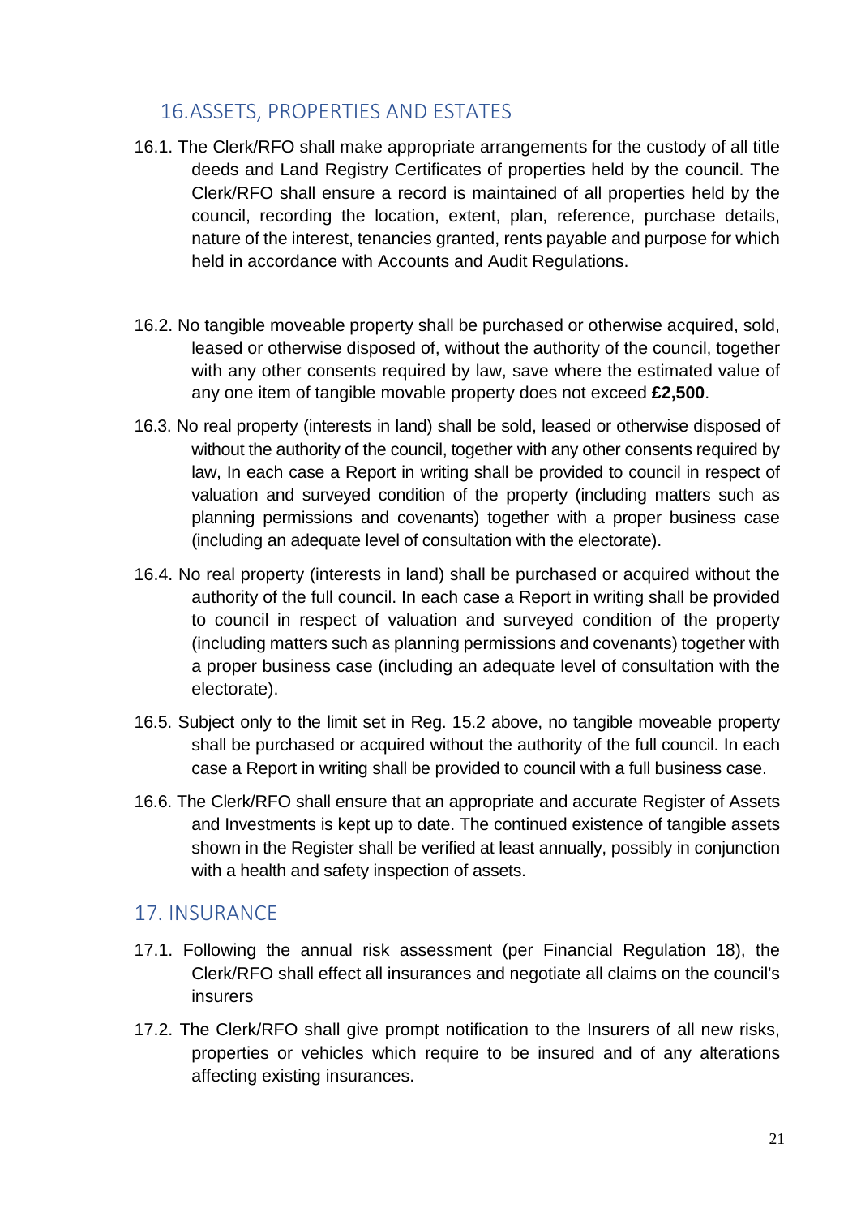## 16.ASSETS, PROPERTIES AND ESTATES

16.1. The Clerk/RFO shall make appropriate arrangements for the custody of all title deeds and Land Registry Certificates of properties held by the council. The Clerk/RFO shall ensure a record is maintained of all properties held by the council, recording the location, extent, plan, reference, purchase details, nature of the interest, tenancies granted, rents payable and purpose for which held in accordance with Accounts and Audit Regulations.

16.2. No tangible moveable property shall be purchased or otherwise acquired, sold, leased or otherwise disposed of, without the authority of the council, together with any other consents required by law, save where the estimated value of any one item of tangible movable property does not exceed **£2,500**.

16.3. No real property (interests in land) shall be sold, leased or otherwise disposed of without the authority of the council, together with any other consents required by law, In each case a Report in writing shall be provided to council in respect of valuation and surveyed condition of the property (including matters such as planning permissions and covenants) together with a proper business case (including an adequate level of consultation with the electorate).

16.4. No real property (interests in land) shall be purchased or acquired without the authority of the full council. In each case a Report in writing shall be provided to council in respect of valuation and surveyed condition of the property (including matters such as planning permissions and covenants) together with a proper business case (including an adequate level of consultation with the electorate).

16.5. Subject only to the limit set in Reg. 15.2 above, no tangible moveable property shall be purchased or acquired without the authority of the full council. In each case a Report in writing shall be provided to council with a full business case.

16.6. The Clerk/RFO shall ensure that an appropriate and accurate Register of Assets and Investments is kept up to date. The continued existence of tangible assets shown in the Register shall be verified at least annually, possibly in conjunction with a health and safety inspection of assets.

## 17. INSURANCE

17.1. Following the annual risk assessment (per Financial Regulation 18), the Clerk/RFO shall effect all insurances and negotiate all claims on the council's insurers

17.2. The Clerk/RFO shall give prompt notification to the Insurers of all new risks, properties or vehicles which require to be insured and of any alterations affecting existing insurances.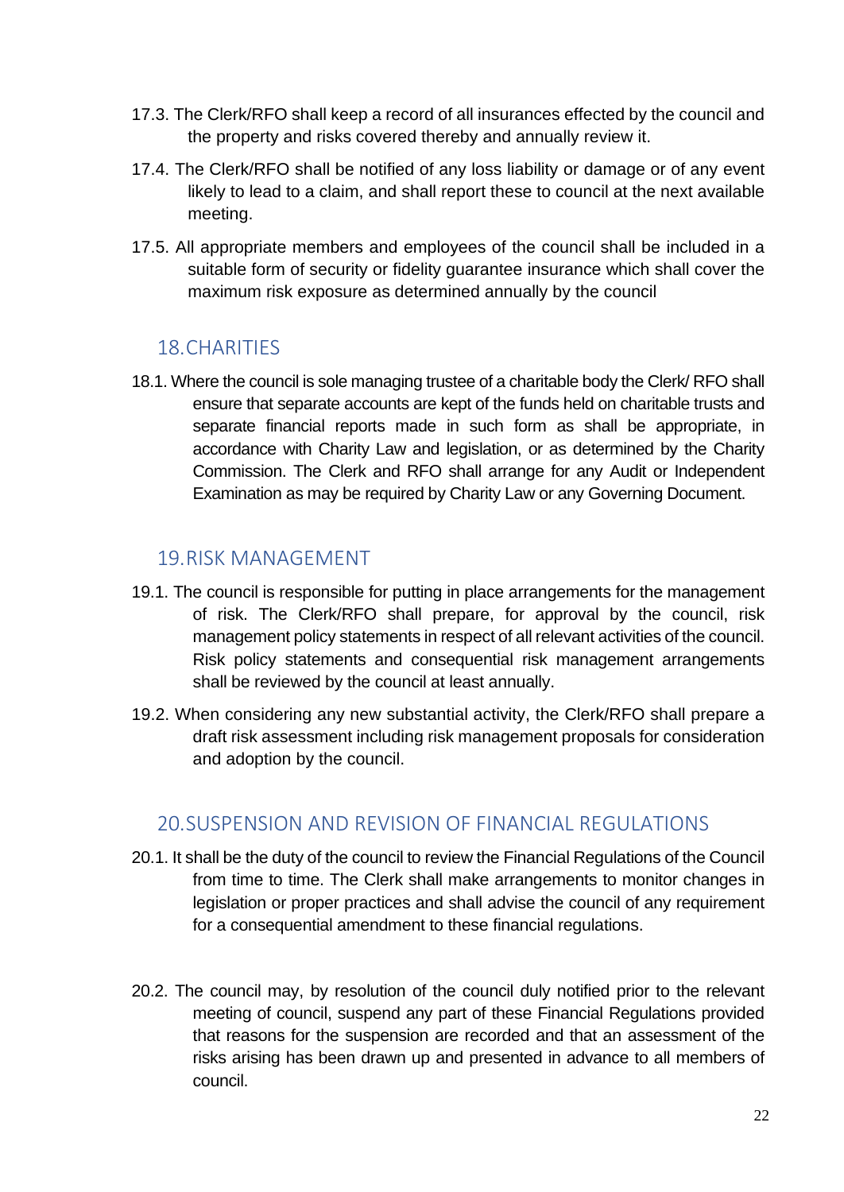17.3. The Clerk/RFO shall keep a record of all insurances effected by the council and the property and risks covered thereby and annually review it.

17.4. The Clerk/RFO shall be notified of any loss liability or damage or of any event likely to lead to a claim, and shall report these to council at the next available meeting.

17.5. All appropriate members and employees of the council shall be included in a suitable form of security or fidelity guarantee insurance which shall cover the maximum risk exposure as determined annually by the council

## 18. CHARITIES

18.1. Where the council is sole managing trustee of a charitable body the Clerk/ RFO shall ensure that separate accounts are kept of the funds held on charitable trusts and separate financial reports made in such form as shall be appropriate, in accordance with Charity Law and legislation, or as determined by the Charity Commission. The Clerk and RFO shall arrange for any Audit or Independent Examination as may be required by Charity Law or any Governing Document.

## 19. RISK MANAGEMENT

19.1. The council is responsible for putting in place arrangements for the management of risk. The Clerk/RFO shall prepare, for approval by the council, risk management policy statements in respect of all relevant activities of the council. Risk policy statements and consequential risk management arrangements shall be reviewed by the council at least annually.

19.2. When considering any new substantial activity, the Clerk/RFO shall prepare a draft risk assessment including risk management proposals for consideration and adoption by the council.

## 20. SUSPENSION AND REVISION OF FINANCIAL REGULATIONS

20.1. It shall be the duty of the council to review the Financial Regulations of the Council from time to time. The Clerk shall make arrangements to monitor changes in legislation or proper practices and shall advise the council of any requirement for a consequential amendment to these financial regulations.

20.2. The council may, by resolution of the council duly notified prior to the relevant meeting of council, suspend any part of these Financial Regulations provided that reasons for the suspension are recorded and that an assessment of the risks arising has been drawn up and presented in advance to all members of council.